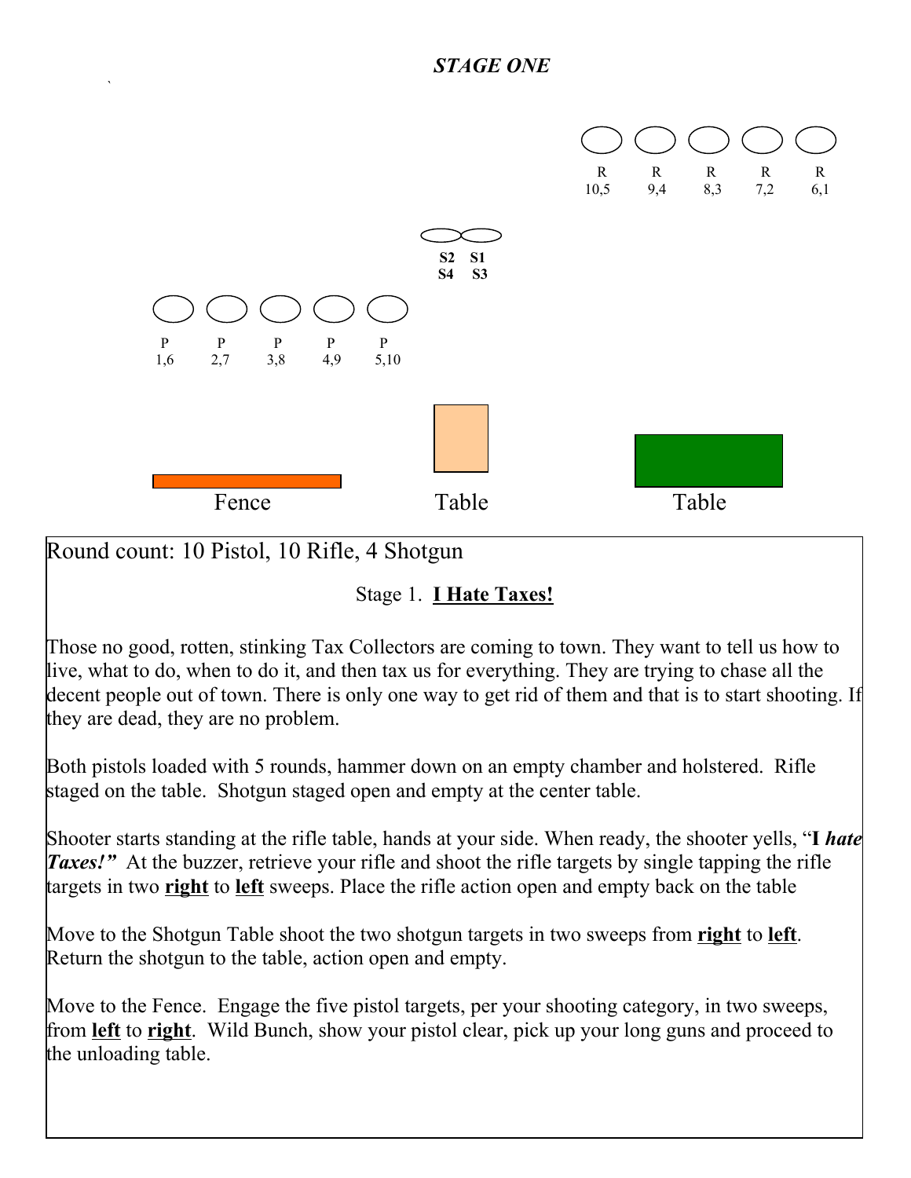*STAGE ONE*

R 10,5 | R 9,4 | R 8,3 | R 7,2 | R 6,1

S2 S1
S4 S3

P 1,6 | P 2,7 | P 3,8 | P 4,9 | P 5,10

Fence | Table | Table

Round count: 10 Pistol, 10 Rifle, 4 Shotgun

Stage 1. **I Hate Taxes!**

Those no good, rotten, stinking Tax Collectors are coming to town. They want to tell us how to live, what to do, when to do it, and then tax us for everything. They are trying to chase all the decent people out of town. There is only one way to get rid of them and that is to start shooting. If they are dead, they are no problem.

Both pistols loaded with 5 rounds, hammer down on an empty chamber and holstered. Rifle staged on the table. Shotgun staged open and empty at the center table.

Shooter starts standing at the rifle table, hands at your side. When ready, the shooter yells, "**I *hate Taxes!*"** At the buzzer, retrieve your rifle and shoot the rifle targets by single tapping the rifle targets in two **right** to **left** sweeps. Place the rifle action open and empty back on the table

Move to the Shotgun Table shoot the two shotgun targets in two sweeps from **right** to **left**. Return the shotgun to the table, action open and empty.

Move to the Fence. Engage the five pistol targets, per your shooting category, in two sweeps, from **left** to **right**. Wild Bunch, show your pistol clear, pick up your long guns and proceed to the unloading table.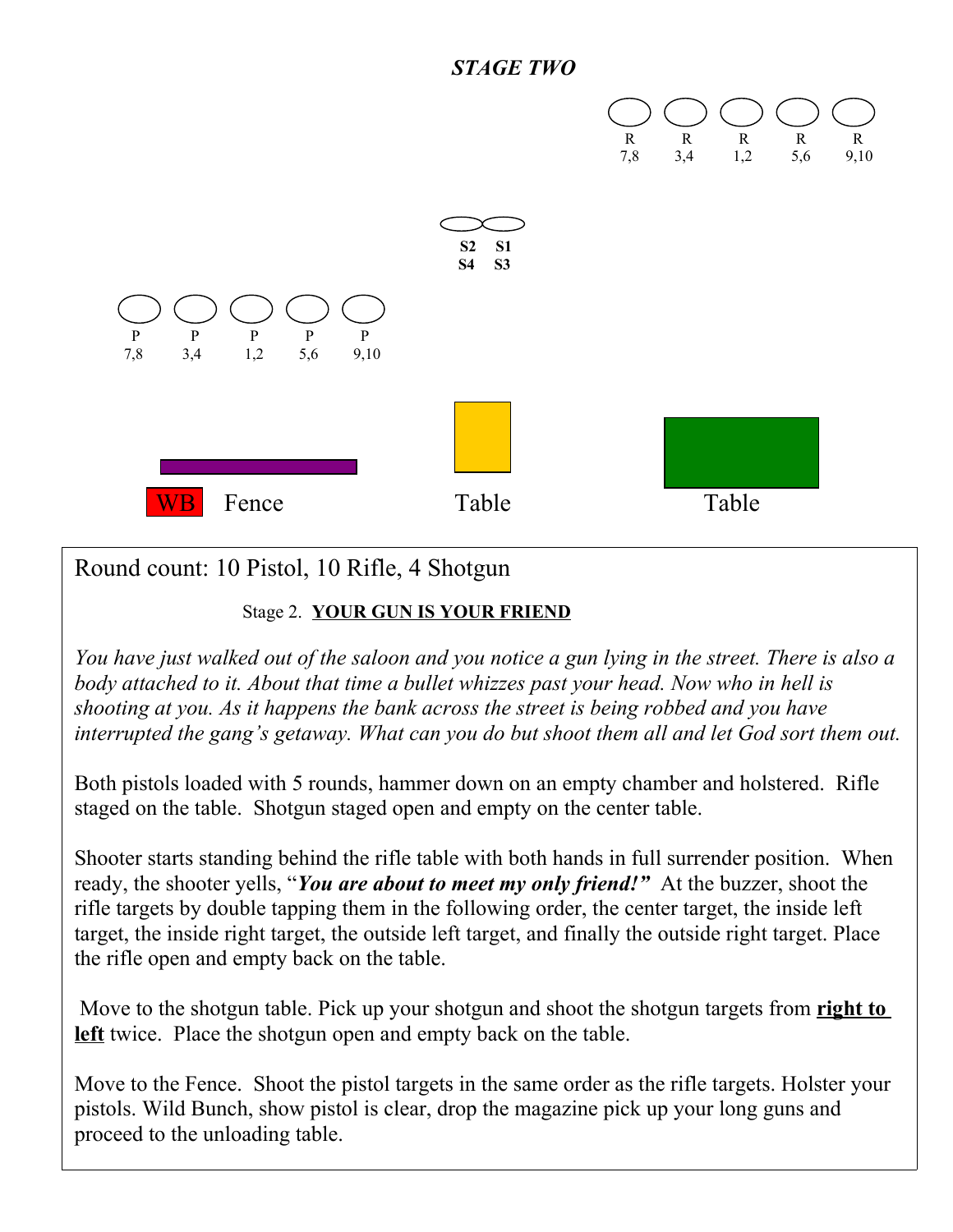*STAGE TWO*

R 7,8 — R 3,4 — R 1,2 — R 5,6 — R 9,10

S2 S4 — S1 S3

P 7,8 — P 3,4 — P 1,2 — P 5,6 — P 9,10

WB Fence — Table — Table

Round count: 10 Pistol, 10 Rifle, 4 Shotgun

Stage 2. **YOUR GUN IS YOUR FRIEND**

*You have just walked out of the saloon and you notice a gun lying in the street. There is also a body attached to it. About that time a bullet whizzes past your head. Now who in hell is shooting at you. As it happens the bank across the street is being robbed and you have interrupted the gang's getaway. What can you do but shoot them all and let God sort them out.*

Both pistols loaded with 5 rounds, hammer down on an empty chamber and holstered. Rifle staged on the table. Shotgun staged open and empty on the center table.

Shooter starts standing behind the rifle table with both hands in full surrender position. When ready, the shooter yells, "***You are about to meet my only friend!***" At the buzzer, shoot the rifle targets by double tapping them in the following order, the center target, the inside left target, the inside right target, the outside left target, and finally the outside right target. Place the rifle open and empty back on the table.

Move to the shotgun table. Pick up your shotgun and shoot the shotgun targets from **right to left** twice. Place the shotgun open and empty back on the table.

Move to the Fence. Shoot the pistol targets in the same order as the rifle targets. Holster your pistols. Wild Bunch, show pistol is clear, drop the magazine pick up your long guns and proceed to the unloading table.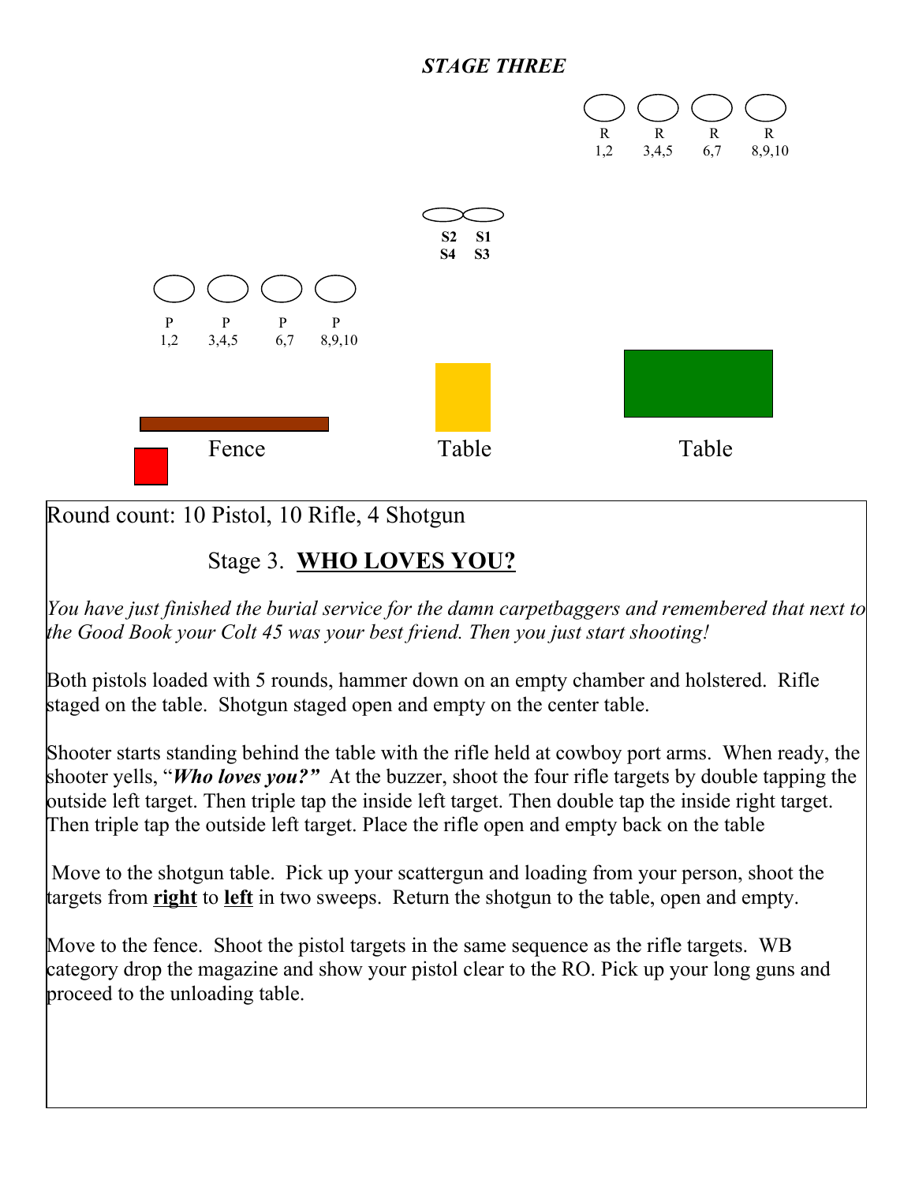***STAGE THREE***

R 1,2 — R 3,4,5 — R 6,7 — R 8,9,10

S2 S4 — S1 S3

P 1,2 — P 3,4,5 — P 6,7 — P 8,9,10

Fence — Table — Table

Round count: 10 Pistol, 10 Rifle, 4 Shotgun

## Stage 3. **WHO LOVES YOU?**

*You have just finished the burial service for the damn carpetbaggers and remembered that next to the Good Book your Colt 45 was your best friend. Then you just start shooting!*

Both pistols loaded with 5 rounds, hammer down on an empty chamber and holstered. Rifle staged on the table. Shotgun staged open and empty on the center table.

Shooter starts standing behind the table with the rifle held at cowboy port arms. When ready, the shooter yells, "***Who loves you?***" At the buzzer, shoot the four rifle targets by double tapping the outside left target. Then triple tap the inside left target. Then double tap the inside right target. Then triple tap the outside left target. Place the rifle open and empty back on the table

Move to the shotgun table. Pick up your scattergun and loading from your person, shoot the targets from **right** to **left** in two sweeps. Return the shotgun to the table, open and empty.

Move to the fence. Shoot the pistol targets in the same sequence as the rifle targets. WB category drop the magazine and show your pistol clear to the RO. Pick up your long guns and proceed to the unloading table.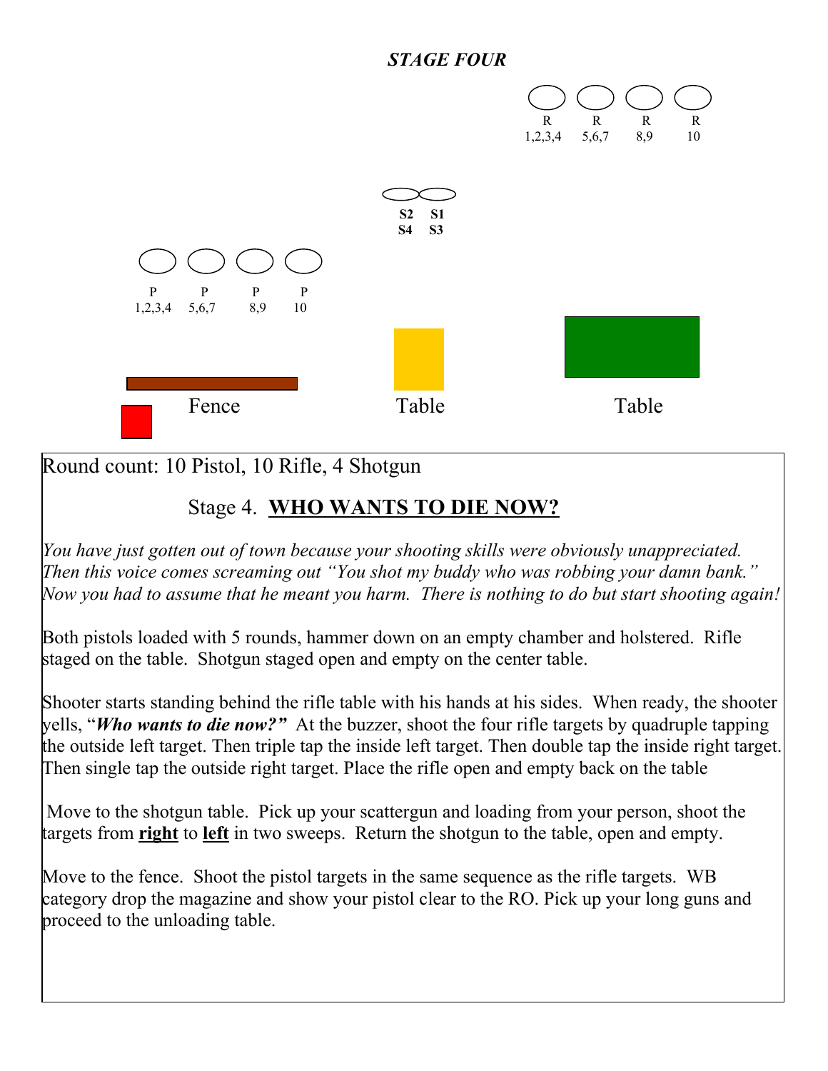## *STAGE FOUR*

R
1,2,3,4

R
5,6,7

R
8,9

R
10

S2 S1
S4 S3

P
1,2,3,4

P
5,6,7

P
8,9

P
10

Fence

Table

Table

Round count: 10 Pistol, 10 Rifle, 4 Shotgun

### Stage 4. **WHO WANTS TO DIE NOW?**

*You have just gotten out of town because your shooting skills were obviously unappreciated. Then this voice comes screaming out "You shot my buddy who was robbing your damn bank." Now you had to assume that he meant you harm. There is nothing to do but start shooting again!*

Both pistols loaded with 5 rounds, hammer down on an empty chamber and holstered. Rifle staged on the table. Shotgun staged open and empty on the center table.

Shooter starts standing behind the rifle table with his hands at his sides. When ready, the shooter yells, "***Who wants to die now?"*** At the buzzer, shoot the four rifle targets by quadruple tapping the outside left target. Then triple tap the inside left target. Then double tap the inside right target. Then single tap the outside right target. Place the rifle open and empty back on the table

Move to the shotgun table. Pick up your scattergun and loading from your person, shoot the targets from **right** to **left** in two sweeps. Return the shotgun to the table, open and empty.

Move to the fence. Shoot the pistol targets in the same sequence as the rifle targets. WB category drop the magazine and show your pistol clear to the RO. Pick up your long guns and proceed to the unloading table.